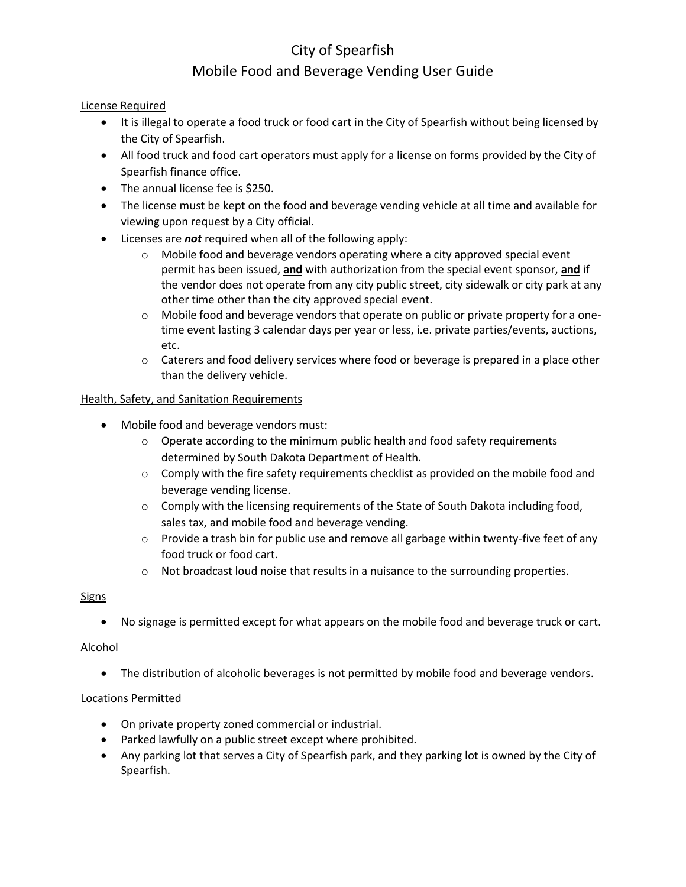# City of Spearfish
# Mobile Food and Beverage Vending User Guide

License Required

- It is illegal to operate a food truck or food cart in the City of Spearfish without being licensed by the City of Spearfish.
- All food truck and food cart operators must apply for a license on forms provided by the City of Spearfish finance office.
- The annual license fee is $250.
- The license must be kept on the food and beverage vending vehicle at all time and available for viewing upon request by a City official.
- Licenses are ***not*** required when all of the following apply:
  - Mobile food and beverage vendors operating where a city approved special event permit has been issued, **and** with authorization from the special event sponsor, **and** if the vendor does not operate from any city public street, city sidewalk or city park at any other time other than the city approved special event.
  - Mobile food and beverage vendors that operate on public or private property for a one-time event lasting 3 calendar days per year or less, i.e. private parties/events, auctions, etc.
  - Caterers and food delivery services where food or beverage is prepared in a place other than the delivery vehicle.

Health, Safety, and Sanitation Requirements

- Mobile food and beverage vendors must:
  - Operate according to the minimum public health and food safety requirements determined by South Dakota Department of Health.
  - Comply with the fire safety requirements checklist as provided on the mobile food and beverage vending license.
  - Comply with the licensing requirements of the State of South Dakota including food, sales tax, and mobile food and beverage vending.
  - Provide a trash bin for public use and remove all garbage within twenty-five feet of any food truck or food cart.
  - Not broadcast loud noise that results in a nuisance to the surrounding properties.

Signs

- No signage is permitted except for what appears on the mobile food and beverage truck or cart.

Alcohol

- The distribution of alcoholic beverages is not permitted by mobile food and beverage vendors.

Locations Permitted

- On private property zoned commercial or industrial.
- Parked lawfully on a public street except where prohibited.
- Any parking lot that serves a City of Spearfish park, and they parking lot is owned by the City of Spearfish.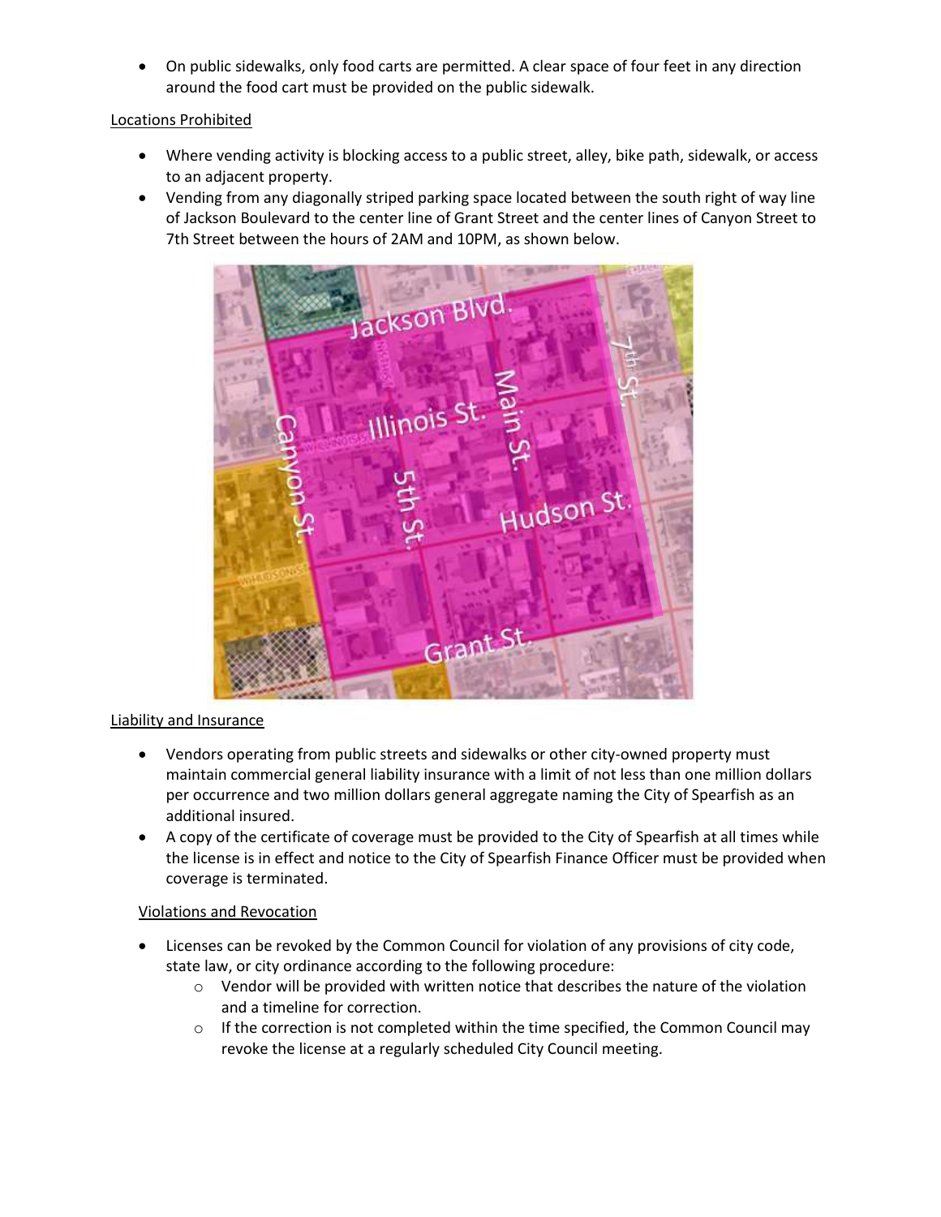- On public sidewalks, only food carts are permitted. A clear space of four feet in any direction around the food cart must be provided on the public sidewalk.

Locations Prohibited

- Where vending activity is blocking access to a public street, alley, bike path, sidewalk, or access to an adjacent property.
- Vending from any diagonally striped parking space located between the south right of way line of Jackson Boulevard to the center line of Grant Street and the center lines of Canyon Street to 7th Street between the hours of 2AM and 10PM, as shown below.

Jackson Blvd.
Illinois St.
Main St.
7th St.
Canyon St.
5th St.
Hudson St.
Grant St.

Liability and Insurance

- Vendors operating from public streets and sidewalks or other city-owned property must maintain commercial general liability insurance with a limit of not less than one million dollars per occurrence and two million dollars general aggregate naming the City of Spearfish as an additional insured.
- A copy of the certificate of coverage must be provided to the City of Spearfish at all times while the license is in effect and notice to the City of Spearfish Finance Officer must be provided when coverage is terminated.

Violations and Revocation

- Licenses can be revoked by the Common Council for violation of any provisions of city code, state law, or city ordinance according to the following procedure:
  - Vendor will be provided with written notice that describes the nature of the violation and a timeline for correction.
  - If the correction is not completed within the time specified, the Common Council may revoke the license at a regularly scheduled City Council meeting.